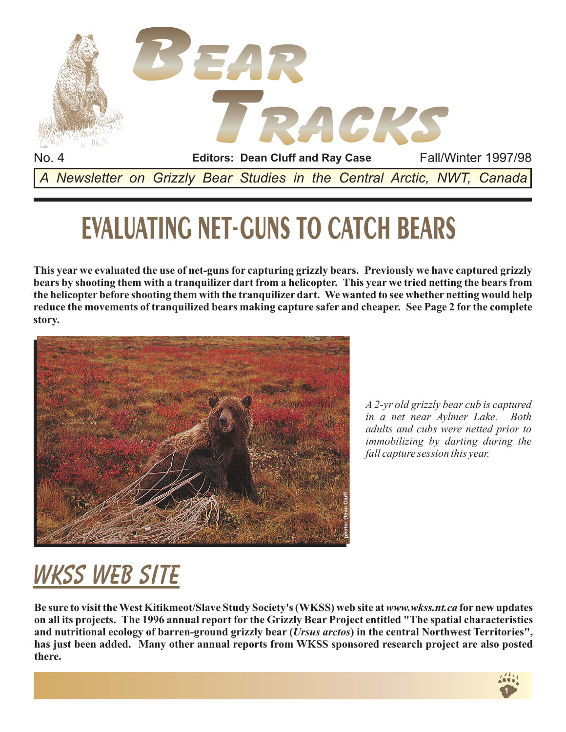# BEAR TRACKS

No. 4 **Editors: Dean Cluff and Ray Case** Fall/Winter 1997/98

*A Newsletter on Grizzly Bear Studies in the Central Arctic, NWT, Canada*

## EVALUATING NET-GUNS TO CATCH BEARS

**This year we evaluated the use of net-guns for capturing grizzly bears. Previously we have captured grizzly bears by shooting them with a tranquilizer dart from a helicopter. This year we tried netting the bears from the helicopter before shooting them with the tranquilizer dart. We wanted to see whether netting would help reduce the movements of tranquilized bears making capture safer and cheaper. See Page 2 for the complete story.**

photo: Dean Cluff

*A 2-yr old grizzly bear cub is captured in a net near Aylmer Lake. Both adults and cubs were netted prior to immobilizing by darting during the fall capture session this year.*

## WKSS WEB SITE

**Be sure to visit the West Kitikmeot/Slave Study Society's (WKSS) web site at *www.wkss.nt.ca* for new updates on all its projects. The 1996 annual report for the Grizzly Bear Project entitled "The spatial characteristics and nutritional ecology of barren-ground grizzly bear (*Ursus arctos*) in the central Northwest Territories", has just been added. Many other annual reports from WKSS sponsored research project are also posted there.**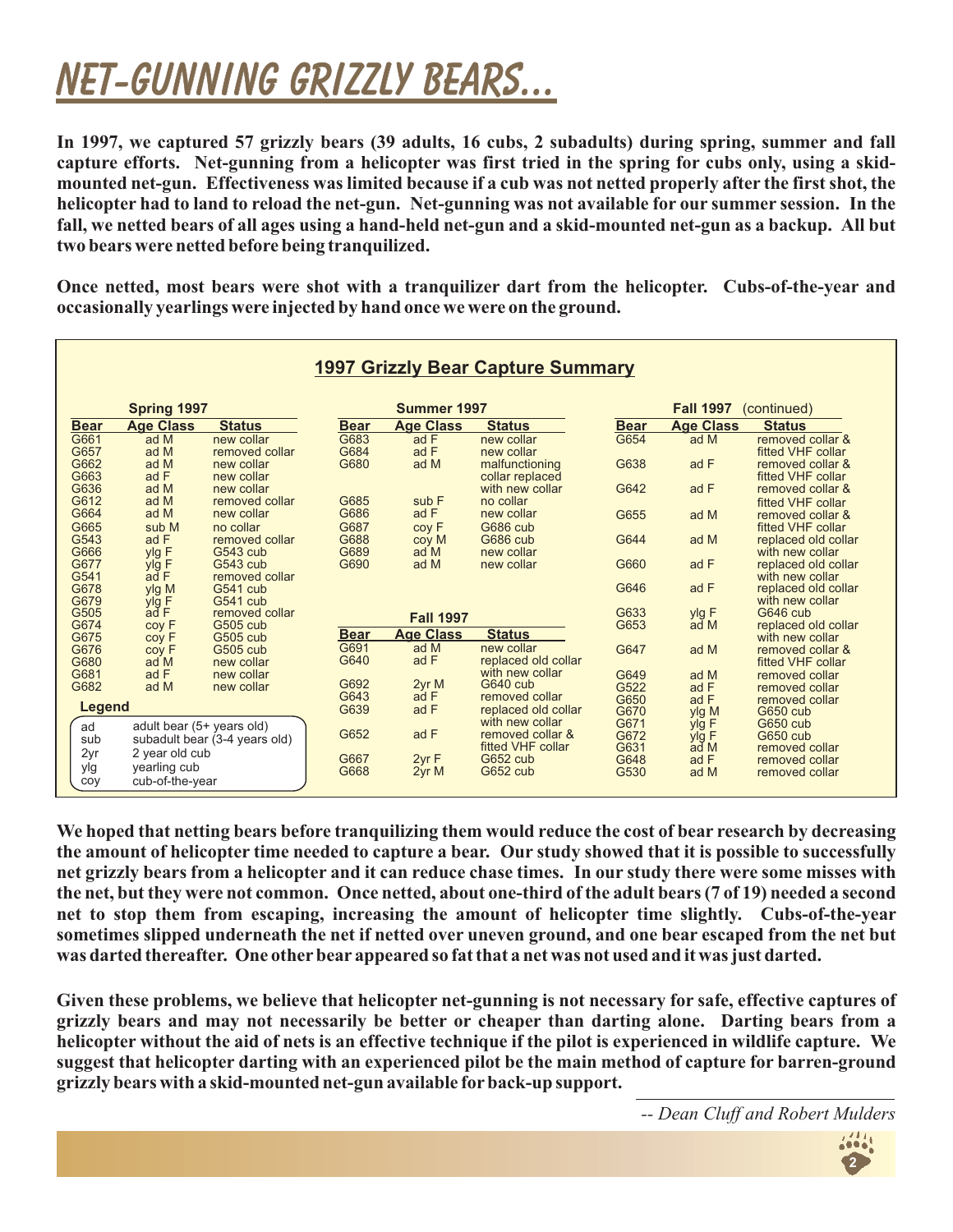# NET-GUNNING GRIZZLY BEARS...

**In 1997, we captured 57 grizzly bears (39 adults, 16 cubs, 2 subadults) during spring, summer and fall capture efforts. Net-gunning from a helicopter was first tried in the spring for cubs only, using a skid-mounted net-gun. Effectiveness was limited because if a cub was not netted properly after the first shot, the helicopter had to land to reload the net-gun. Net-gunning was not available for our summer session. In the fall, we netted bears of all ages using a hand-held net-gun and a skid-mounted net-gun as a backup. All but two bears were netted before being tranquilized.**

**Once netted, most bears were shot with a tranquilizer dart from the helicopter. Cubs-of-the-year and occasionally yearlings were injected by hand once we were on the ground.**

## 1997 Grizzly Bear Capture Summary

**Spring 1997**

| Bear | Age Class | Status |
|---|---|---|
| G661 | ad M | new collar |
| G657 | ad M | removed collar |
| G662 | ad M | new collar |
| G663 | ad F | new collar |
| G636 | ad M | new collar |
| G612 | ad M | removed collar |
| G664 | ad M | new collar |
| G665 | sub M | no collar |
| G543 | ad F | removed collar |
| G666 | ylg F | G543 cub |
| G677 | ylg F | G543 cub |
| G541 | ad F | removed collar |
| G678 | ylg M | G541 cub |
| G679 | ylg F | G541 cub |
| G505 | ad F | removed collar |
| G674 | coy F | G505 cub |
| G675 | coy F | G505 cub |
| G676 | coy F | G505 cub |
| G680 | ad M | new collar |
| G681 | ad F | new collar |
| G682 | ad M | new collar |

**Legend**

| | |
|---|---|
| ad | adult bear (5+ years old) |
| sub | subadult bear (3-4 years old) |
| 2yr | 2 year old cub |
| ylg | yearling cub |
| coy | cub-of-the-year |

**Summer 1997**

| Bear | Age Class | Status |
|---|---|---|
| G683 | ad F | new collar |
| G684 | ad F | new collar |
| G680 | ad M | malfunctioning collar replaced with new collar |
| G685 | sub F | no collar |
| G686 | ad F | new collar |
| G687 | coy F | G686 cub |
| G688 | coy M | G686 cub |
| G689 | ad M | new collar |
| G690 | ad M | new collar |

**Fall 1997**

| Bear | Age Class | Status |
|---|---|---|
| G691 | ad M | new collar |
| G640 | ad F | replaced old collar with new collar |
| G692 | 2yr M | G640 cub |
| G643 | ad F | removed collar |
| G639 | ad F | replaced old collar with new collar |
| G652 | ad F | removed collar & fitted VHF collar |
| G667 | 2yr F | G652 cub |
| G668 | 2yr M | G652 cub |

**Fall 1997 (continued)**

| Bear | Age Class | Status |
|---|---|---|
| G654 | ad M | removed collar & fitted VHF collar |
| G638 | ad F | removed collar & fitted VHF collar |
| G642 | ad F | removed collar & fitted VHF collar |
| G655 | ad M | removed collar & fitted VHF collar |
| G644 | ad M | replaced old collar with new collar |
| G660 | ad F | replaced old collar with new collar |
| G646 | ad F | replaced old collar with new collar |
| G633 | ylg F | G646 cub |
| G653 | ad M | replaced old collar with new collar |
| G647 | ad M | removed collar & fitted VHF collar |
| G649 | ad M | removed collar |
| G522 | ad F | removed collar |
| G650 | ad F | removed collar |
| G670 | ylg M | G650 cub |
| G671 | ylg F | G650 cub |
| G672 | ylg F | G650 cub |
| G631 | ad M | removed collar |
| G648 | ad F | removed collar |
| G530 | ad M | removed collar |

**We hoped that netting bears before tranquilizing them would reduce the cost of bear research by decreasing the amount of helicopter time needed to capture a bear. Our study showed that it is possible to successfully net grizzly bears from a helicopter and it can reduce chase times. In our study there were some misses with the net, but they were not common. Once netted, about one-third of the adult bears (7 of 19) needed a second net to stop them from escaping, increasing the amount of helicopter time slightly. Cubs-of-the-year sometimes slipped underneath the net if netted over uneven ground, and one bear escaped from the net but was darted thereafter. One other bear appeared so fat that a net was not used and it was just darted.**

**Given these problems, we believe that helicopter net-gunning is not necessary for safe, effective captures of grizzly bears and may not necessarily be better or cheaper than darting alone. Darting bears from a helicopter without the aid of nets is an effective technique if the pilot is experienced in wildlife capture. We suggest that helicopter darting with an experienced pilot be the main method of capture for barren-ground grizzly bears with a skid-mounted net-gun available for back-up support.**

*-- Dean Cluff and Robert Mulders*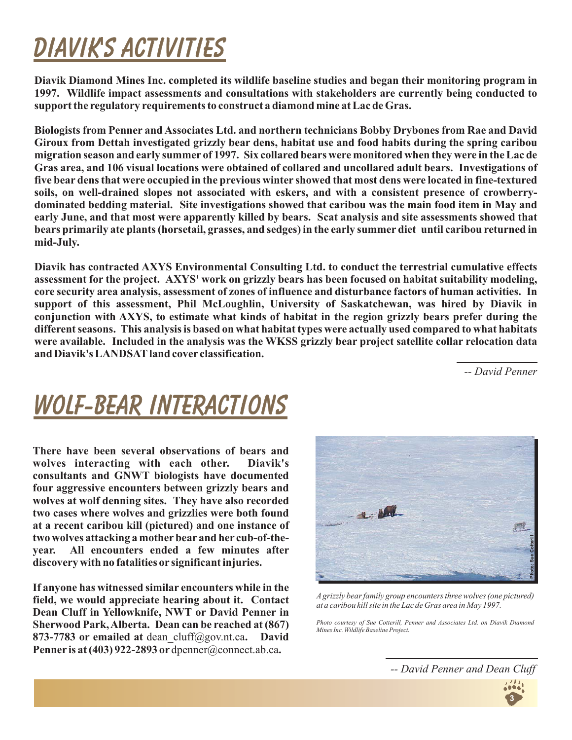# DIAVIK'S ACTIVITIES

**Diavik Diamond Mines Inc. completed its wildlife baseline studies and began their monitoring program in 1997. Wildlife impact assessments and consultations with stakeholders are currently being conducted to support the regulatory requirements to construct a diamond mine at Lac de Gras.**

**Biologists from Penner and Associates Ltd. and northern technicians Bobby Drybones from Rae and David Giroux from Dettah investigated grizzly bear dens, habitat use and food habits during the spring caribou migration season and early summer of 1997. Six collared bears were monitored when they were in the Lac de Gras area, and 106 visual locations were obtained of collared and uncollared adult bears. Investigations of five bear dens that were occupied in the previous winter showed that most dens were located in fine-textured soils, on well-drained slopes not associated with eskers, and with a consistent presence of crowberry-dominated bedding material. Site investigations showed that caribou was the main food item in May and early June, and that most were apparently killed by bears. Scat analysis and site assessments showed that bears primarily ate plants (horsetail, grasses, and sedges) in the early summer diet until caribou returned in mid-July.**

**Diavik has contracted AXYS Environmental Consulting Ltd. to conduct the terrestrial cumulative effects assessment for the project. AXYS' work on grizzly bears has been focused on habitat suitability modeling, core security area analysis, assessment of zones of influence and disturbance factors of human activities. In support of this assessment, Phil McLoughlin, University of Saskatchewan, was hired by Diavik in conjunction with AXYS, to estimate what kinds of habitat in the region grizzly bears prefer during the different seasons. This analysis is based on what habitat types were actually used compared to what habitats were available. Included in the analysis was the WKSS grizzly bear project satellite collar relocation data and Diavik's LANDSAT land cover classification.**

*-- David Penner*

# WOLF-BEAR INTERACTIONS

**There have been several observations of bears and wolves interacting with each other. Diavik's consultants and GNWT biologists have documented four aggressive encounters between grizzly bears and wolves at wolf denning sites. They have also recorded two cases where wolves and grizzlies were both found at a recent caribou kill (pictured) and one instance of two wolves attacking a mother bear and her cub-of-the-year. All encounters ended a few minutes after discovery with no fatalities or significant injuries.**

**If anyone has witnessed similar encounters while in the field, we would appreciate hearing about it. Contact Dean Cluff in Yellowknife, NWT or David Penner in Sherwood Park, Alberta. Dean can be reached at (867) 873-7783 or emailed at** dean_cluff@gov.nt.ca**. David Penner is at (403) 922-2893 or** dpenner@connect.ab.ca**.**

Photo: Sue Cotterill

*A grizzly bear family group encounters three wolves (one pictured) at a caribou kill site in the Lac de Gras area in May 1997.*

*Photo courtesy of Sue Cotterill, Penner and Associates Ltd. on Diavik Diamond Mines Inc. Wildlife Baseline Project.*

*-- David Penner and Dean Cluff*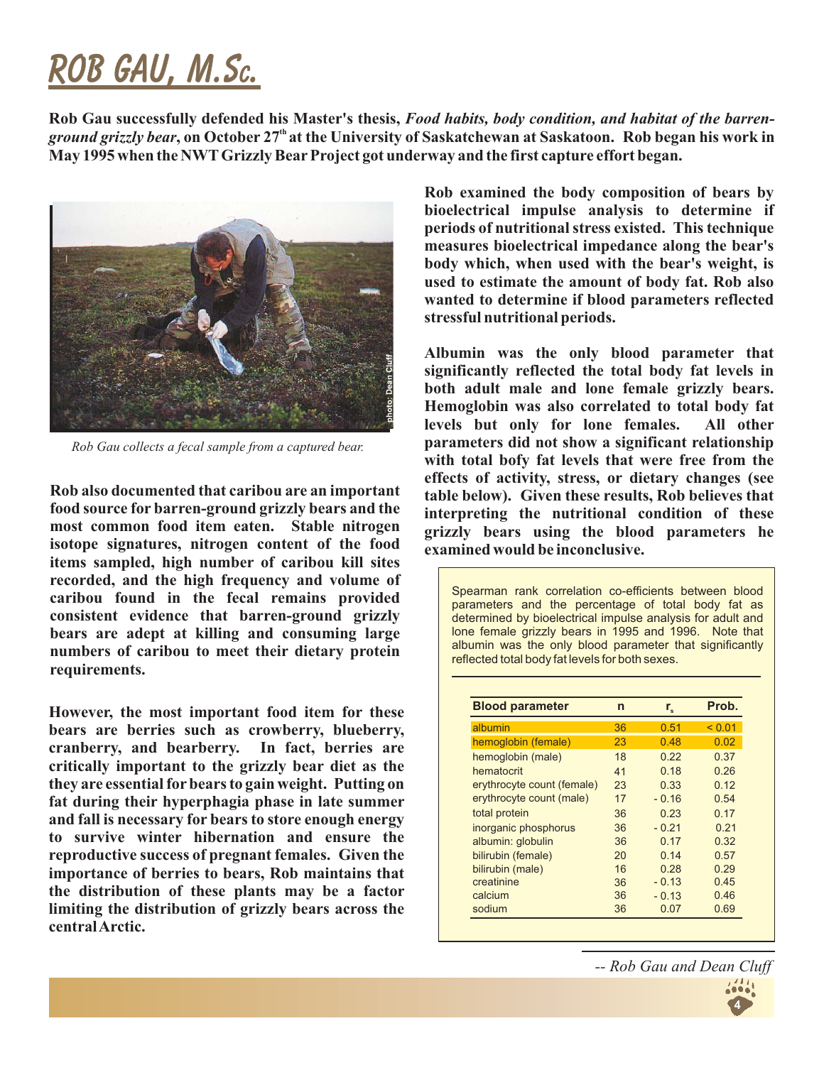# ROB GAU, M.Sc.

**Rob Gau successfully defended his Master's thesis, *Food habits, body condition, and habitat of the barren-ground grizzly bear*, on October 27th at the University of Saskatchewan at Saskatoon. Rob began his work in May 1995 when the NWT Grizzly Bear Project got underway and the first capture effort began.**

*Rob Gau collects a fecal sample from a captured bear.*

photo: Dean Cluff

**Rob also documented that caribou are an important food source for barren-ground grizzly bears and the most common food item eaten. Stable nitrogen isotope signatures, nitrogen content of the food items sampled, high number of caribou kill sites recorded, and the high frequency and volume of caribou found in the fecal remains provided consistent evidence that barren-ground grizzly bears are adept at killing and consuming large numbers of caribou to meet their dietary protein requirements.**

**However, the most important food item for these bears are berries such as crowberry, blueberry, cranberry, and bearberry. In fact, berries are critically important to the grizzly bear diet as the they are essential for bears to gain weight. Putting on fat during their hyperphagia phase in late summer and fall is necessary for bears to store enough energy to survive winter hibernation and ensure the reproductive success of pregnant females. Given the importance of berries to bears, Rob maintains that the distribution of these plants may be a factor limiting the distribution of grizzly bears across the central Arctic.**

**Rob examined the body composition of bears by bioelectrical impulse analysis to determine if periods of nutritional stress existed. This technique measures bioelectrical impedance along the bear's body which, when used with the bear's weight, is used to estimate the amount of body fat. Rob also wanted to determine if blood parameters reflected stressful nutritional periods.**

**Albumin was the only blood parameter that significantly reflected the total body fat levels in both adult male and lone female grizzly bears. Hemoglobin was also correlated to total body fat levels but only for lone females. All other parameters did not show a significant relationship with total bofy fat levels that were free from the effects of activity, stress, or dietary changes (see table below). Given these results, Rob believes that interpreting the nutritional condition of these grizzly bears using the blood parameters he examined would be inconclusive.**

Spearman rank correlation co-efficients between blood parameters and the percentage of total body fat as determined by bioelectrical impulse analysis for adult and lone female grizzly bears in 1995 and 1996. Note that albumin was the only blood parameter that significantly reflected total body fat levels for both sexes.

| Blood parameter | n | $r_s$ | Prob. |
|---|---|---|---|
| albumin | 36 | 0.51 | < 0.01 |
| hemoglobin (female) | 23 | 0.48 | 0.02 |
| hemoglobin (male) | 18 | 0.22 | 0.37 |
| hematocrit | 41 | 0.18 | 0.26 |
| erythrocyte count (female) | 23 | 0.33 | 0.12 |
| erythrocyte count (male) | 17 | - 0.16 | 0.54 |
| total protein | 36 | 0.23 | 0.17 |
| inorganic phosphorus | 36 | - 0.21 | 0.21 |
| albumin: globulin | 36 | 0.17 | 0.32 |
| bilirubin (female) | 20 | 0.14 | 0.57 |
| bilirubin (male) | 16 | 0.28 | 0.29 |
| creatinine | 36 | - 0.13 | 0.45 |
| calcium | 36 | - 0.13 | 0.46 |
| sodium | 36 | 0.07 | 0.69 |

*-- Rob Gau and Dean Cluff*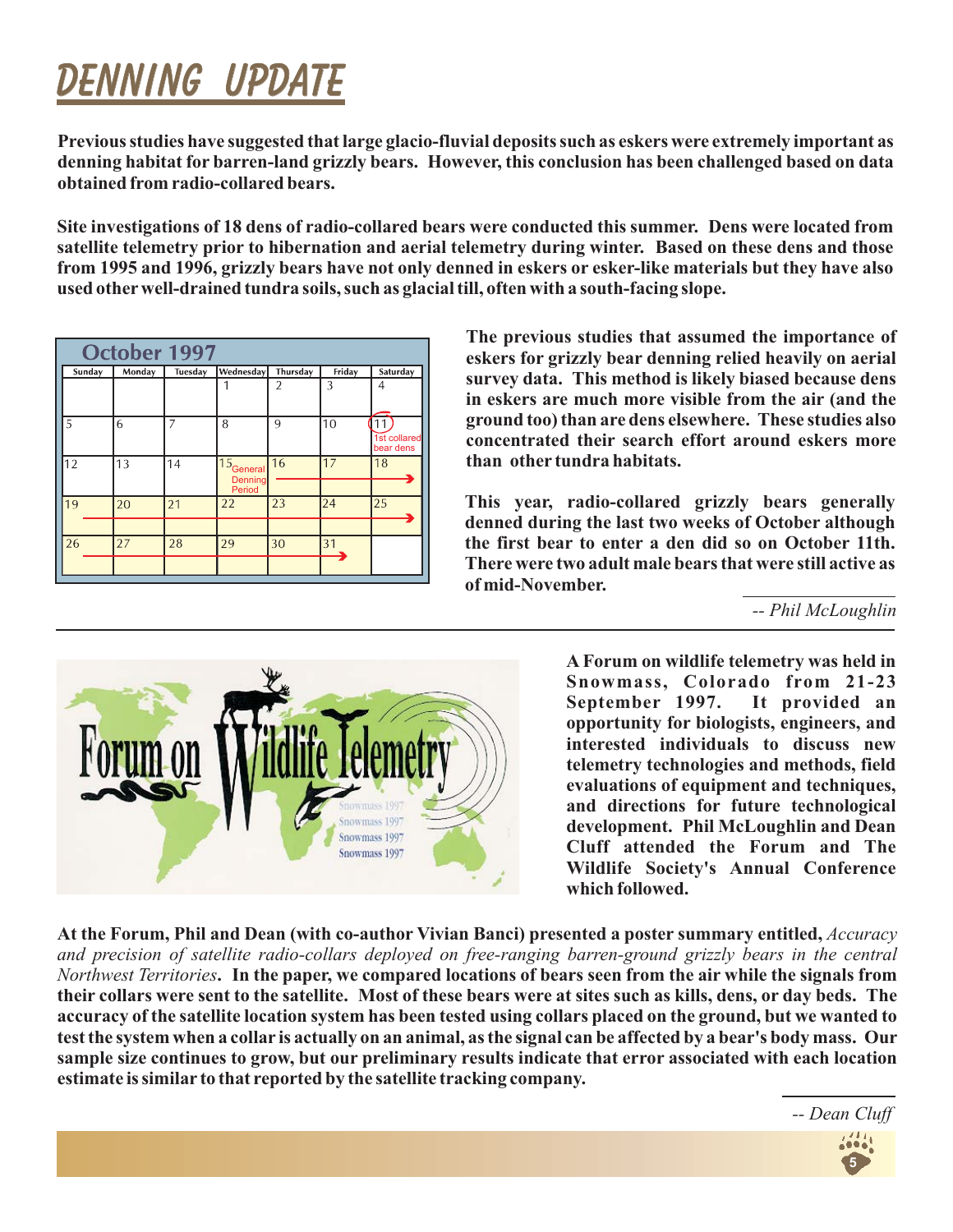# DENNING UPDATE

**Previous studies have suggested that large glacio-fluvial deposits such as eskers were extremely important as denning habitat for barren-land grizzly bears. However, this conclusion has been challenged based on data obtained from radio-collared bears.**

**Site investigations of 18 dens of radio-collared bears were conducted this summer. Dens were located from satellite telemetry prior to hibernation and aerial telemetry during winter. Based on these dens and those from 1995 and 1996, grizzly bears have not only denned in eskers or esker-like materials but they have also used other well-drained tundra soils, such as glacial till, often with a south-facing slope.**

**October 1997**

| Sunday | Monday | Tuesday | Wednesday | Thursday | Friday | Saturday |
|---|---|---|---|---|---|---|
| | | | 1 | 2 | 3 | 4 |
| 5 | 6 | 7 | 8 | 9 | 10 | 11 (1st collared bear dens) |
| 12 | 13 | 14 | 15 General Denning Period | 16 → | 17 → | 18 → |
| 19 → | 20 → | 21 → | 22 → | 23 → | 24 → | 25 → |
| 26 → | 27 → | 28 → | 29 → | 30 → | 31 → | |

**The previous studies that assumed the importance of eskers for grizzly bear denning relied heavily on aerial survey data. This method is likely biased because dens in eskers are much more visible from the air (and the ground too) than are dens elsewhere. These studies also concentrated their search effort around eskers more than other tundra habitats.**

**This year, radio-collared grizzly bears generally denned during the last two weeks of October although the first bear to enter a den did so on October 11th. There were two adult male bears that were still active as of mid-November.**

*-- Phil McLoughlin*

---

**A Forum on wildlife telemetry was held in Snowmass, Colorado from 21-23 September 1997. It provided an opportunity for biologists, engineers, and interested individuals to discuss new telemetry technologies and methods, field evaluations of equipment and techniques, and directions for future technological development. Phil McLoughlin and Dean Cluff attended the Forum and The Wildlife Society's Annual Conference which followed.**

**At the Forum, Phil and Dean (with co-author Vivian Banci) presented a poster summary entitled,** *Accuracy and precision of satellite radio-collars deployed on free-ranging barren-ground grizzly bears in the central Northwest Territories***. In the paper, we compared locations of bears seen from the air while the signals from their collars were sent to the satellite. Most of these bears were at sites such as kills, dens, or day beds. The accuracy of the satellite location system has been tested using collars placed on the ground, but we wanted to test the system when a collar is actually on an animal, as the signal can be affected by a bear's body mass. Our sample size continues to grow, but our preliminary results indicate that error associated with each location estimate is similar to that reported by the satellite tracking company.**

*-- Dean Cluff*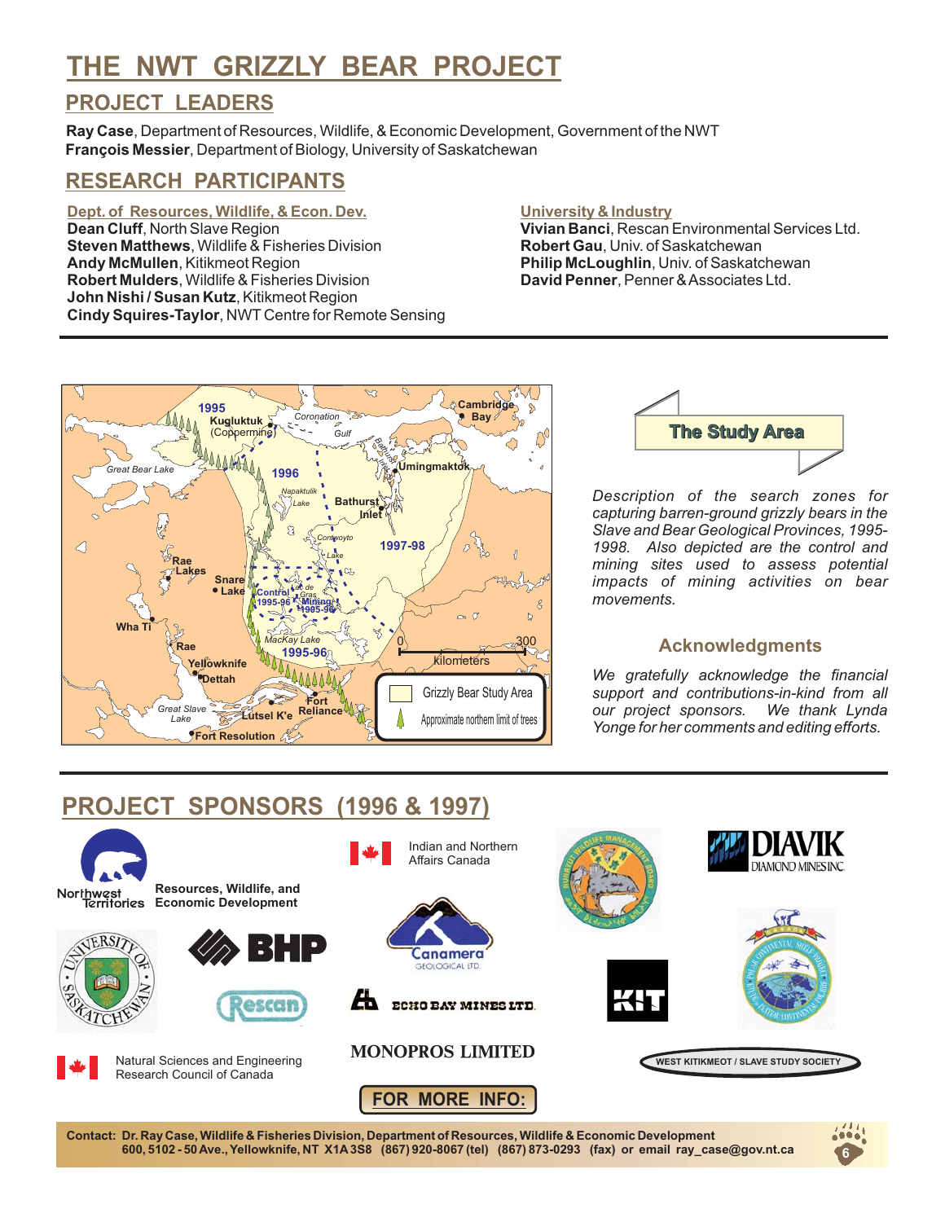# THE NWT GRIZZLY BEAR PROJECT

## PROJECT LEADERS

**Ray Case**, Department of Resources, Wildlife, & Economic Development, Government of the NWT
**François Messier**, Department of Biology, University of Saskatchewan

## RESEARCH PARTICIPANTS

**Dept. of Resources, Wildlife, & Econ. Dev.**
**Dean Cluff**, North Slave Region
**Steven Matthews**, Wildlife & Fisheries Division
**Andy McMullen**, Kitikmeot Region
**Robert Mulders**, Wildlife & Fisheries Division
**John Nishi / Susan Kutz**, Kitikmeot Region
**Cindy Squires-Taylor**, NWT Centre for Remote Sensing

**University & Industry**
**Vivian Banci**, Rescan Environmental Services Ltd.
**Robert Gau**, Univ. of Saskatchewan
**Philip McLoughlin**, Univ. of Saskatchewan
**David Penner**, Penner & Associates Ltd.

1995
Kugluktuk (Coppermine)
Coronation Gulf
Cambridge Bay
Bathurst Inlet
Umingmaktok
Great Bear Lake
1996
Napaktulik Lake
Bathurst Inlet
Contwoyto Lake
1997-98
Rae Lakes
Snare Lake
Control 1995-96
Lac de Gras
Mining 1995-96
Wha Ti
Rae
MacKay Lake
1995-96
0 300 kilometers
Yellowknife
Dettah
Fort Reliance
Great Slave Lake
Lutsel K'e
Fort Resolution
Grizzly Bear Study Area
Approximate northern limit of trees

### The Study Area

*Description of the search zones for capturing barren-ground grizzly bears in the Slave and Bear Geological Provinces, 1995-1998. Also depicted are the control and mining sites used to assess potential impacts of mining activities on bear movements.*

### Acknowledgments

*We gratefully acknowledge the financial support and contributions-in-kind from all our project sponsors. We thank Lynda Yonge for her comments and editing efforts.*

## PROJECT SPONSORS (1996 & 1997)

Northwest Territories Resources, Wildlife, and Economic Development
Indian and Northern Affairs Canada
DIAVIK DIAMOND MINES INC.
BHP
Canamera Geological Ltd.
Rescan
ECHO BAY MINES LTD.
KIT
Natural Sciences and Engineering Research Council of Canada
MONOPROS LIMITED
WEST KITIKMEOT / SLAVE STUDY SOCIETY

**FOR MORE INFO:**

**Contact: Dr. Ray Case, Wildlife & Fisheries Division, Department of Resources, Wildlife & Economic Development 600, 5102 - 50 Ave., Yellowknife, NT X1A 3S8 (867) 920-8067 (tel) (867) 873-0293 (fax) or email ray_case@gov.nt.ca**